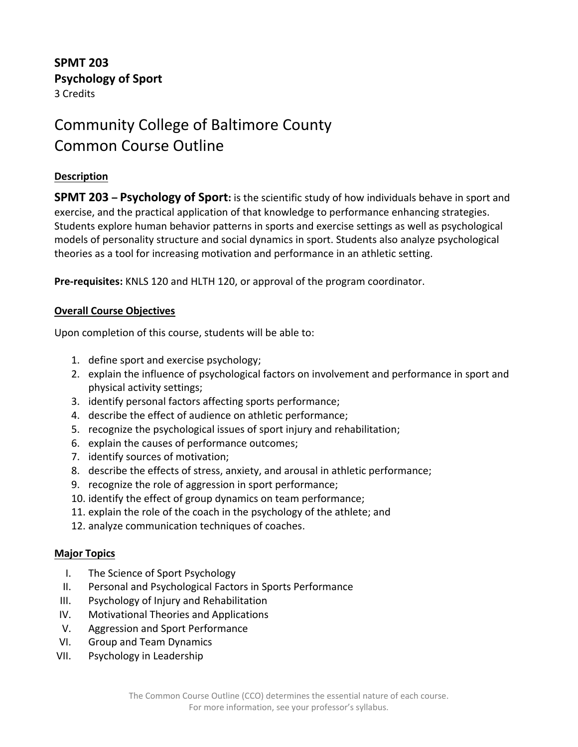**SPMT 203**
**Psychology of Sport**
3 Credits

# Community College of Baltimore County
# Common Course Outline

## Description

**SPMT 203 – Psychology of Sport:** is the scientific study of how individuals behave in sport and exercise, and the practical application of that knowledge to performance enhancing strategies. Students explore human behavior patterns in sports and exercise settings as well as psychological models of personality structure and social dynamics in sport. Students also analyze psychological theories as a tool for increasing motivation and performance in an athletic setting.

**Pre-requisites:** KNLS 120 and HLTH 120, or approval of the program coordinator.

## Overall Course Objectives

Upon completion of this course, students will be able to:

1. define sport and exercise psychology;
2. explain the influence of psychological factors on involvement and performance in sport and physical activity settings;
3. identify personal factors affecting sports performance;
4. describe the effect of audience on athletic performance;
5. recognize the psychological issues of sport injury and rehabilitation;
6. explain the causes of performance outcomes;
7. identify sources of motivation;
8. describe the effects of stress, anxiety, and arousal in athletic performance;
9. recognize the role of aggression in sport performance;
10. identify the effect of group dynamics on team performance;
11. explain the role of the coach in the psychology of the athlete; and
12. analyze communication techniques of coaches.

## Major Topics

I. The Science of Sport Psychology
II. Personal and Psychological Factors in Sports Performance
III. Psychology of Injury and Rehabilitation
IV. Motivational Theories and Applications
V. Aggression and Sport Performance
VI. Group and Team Dynamics
VII. Psychology in Leadership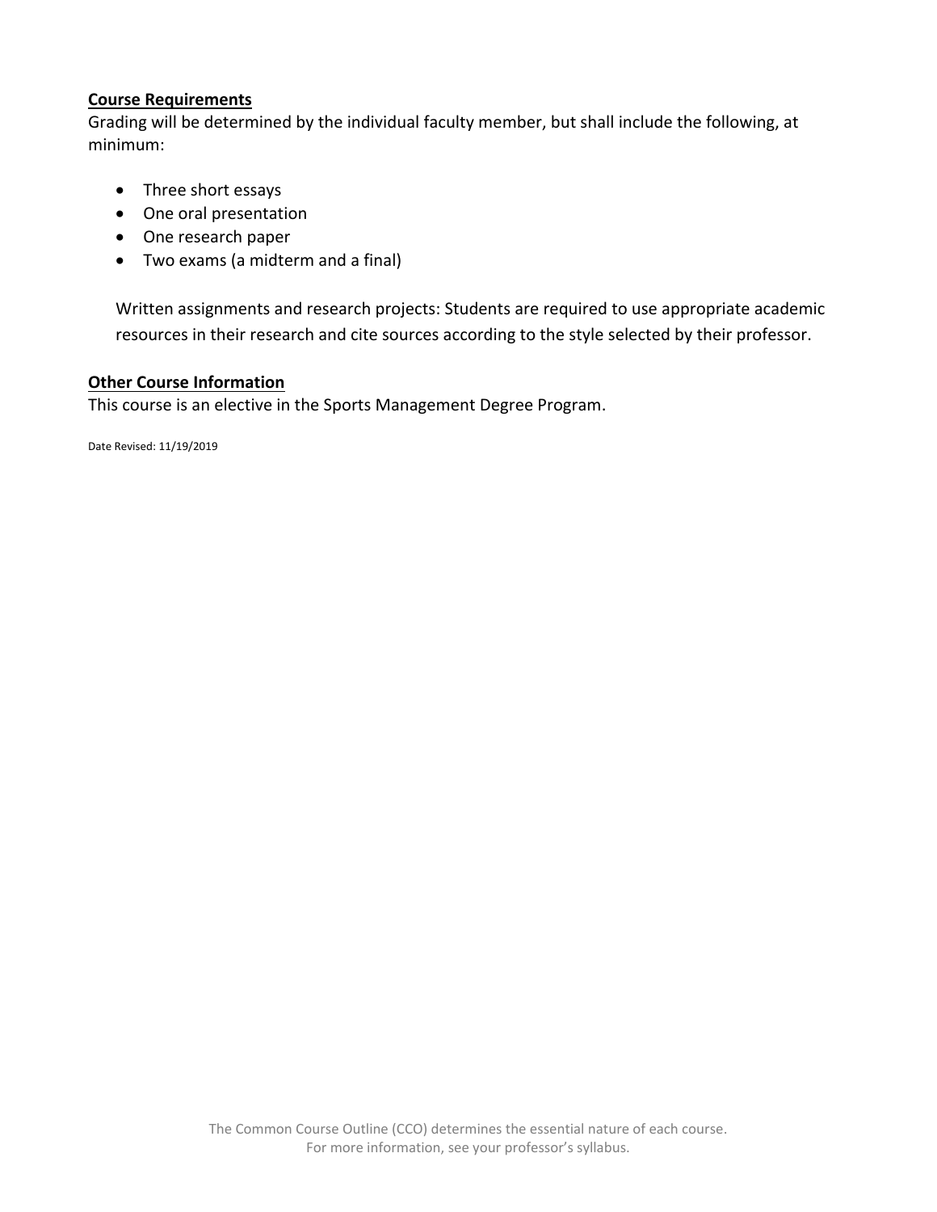**Course Requirements**

Grading will be determined by the individual faculty member, but shall include the following, at minimum:

- Three short essays
- One oral presentation
- One research paper
- Two exams (a midterm and a final)

Written assignments and research projects: Students are required to use appropriate academic resources in their research and cite sources according to the style selected by their professor.

**Other Course Information**

This course is an elective in the Sports Management Degree Program.

Date Revised: 11/19/2019